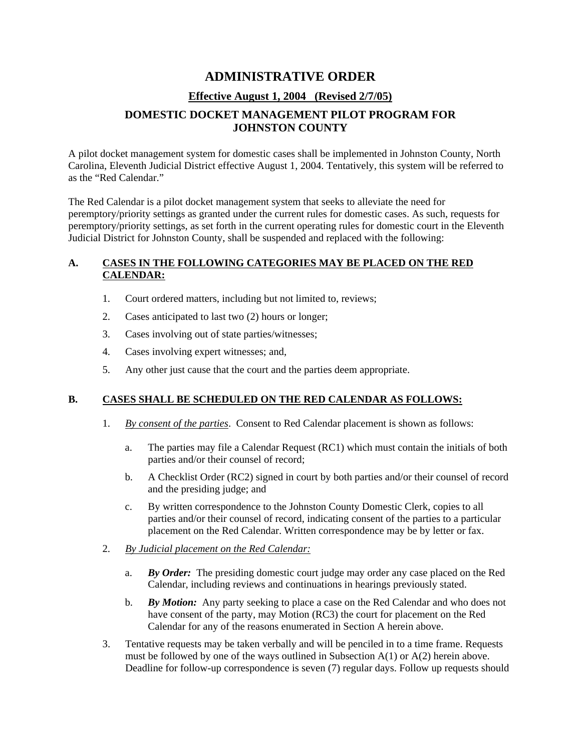# ADMINISTRATIVE ORDER

## Effective August 1, 2004 (Revised 2/7/05)

## DOMESTIC DOCKET MANAGEMENT PILOT PROGRAM FOR JOHNSTON COUNTY

A pilot docket management system for domestic cases shall be implemented in Johnston County, North Carolina, Eleventh Judicial District effective August 1, 2004. Tentatively, this system will be referred to as the "Red Calendar."

The Red Calendar is a pilot docket management system that seeks to alleviate the need for peremptory/priority settings as granted under the current rules for domestic cases. As such, requests for peremptory/priority settings, as set forth in the current operating rules for domestic court in the Eleventh Judicial District for Johnston County, shall be suspended and replaced with the following:

### A. CASES IN THE FOLLOWING CATEGORIES MAY BE PLACED ON THE RED CALENDAR:

1. Court ordered matters, including but not limited to, reviews;
2. Cases anticipated to last two (2) hours or longer;
3. Cases involving out of state parties/witnesses;
4. Cases involving expert witnesses; and,
5. Any other just cause that the court and the parties deem appropriate.

### B. CASES SHALL BE SCHEDULED ON THE RED CALENDAR AS FOLLOWS:

1. *By consent of the parties*. Consent to Red Calendar placement is shown as follows:
   a. The parties may file a Calendar Request (RC1) which must contain the initials of both parties and/or their counsel of record;
   b. A Checklist Order (RC2) signed in court by both parties and/or their counsel of record and the presiding judge; and
   c. By written correspondence to the Johnston County Domestic Clerk, copies to all parties and/or their counsel of record, indicating consent of the parties to a particular placement on the Red Calendar. Written correspondence may be by letter or fax.
2. *By Judicial placement on the Red Calendar:*
   a. ***By Order:*** The presiding domestic court judge may order any case placed on the Red Calendar, including reviews and continuations in hearings previously stated.
   b. ***By Motion:*** Any party seeking to place a case on the Red Calendar and who does not have consent of the party, may Motion (RC3) the court for placement on the Red Calendar for any of the reasons enumerated in Section A herein above.
3. Tentative requests may be taken verbally and will be penciled in to a time frame. Requests must be followed by one of the ways outlined in Subsection A(1) or A(2) herein above. Deadline for follow-up correspondence is seven (7) regular days. Follow up requests should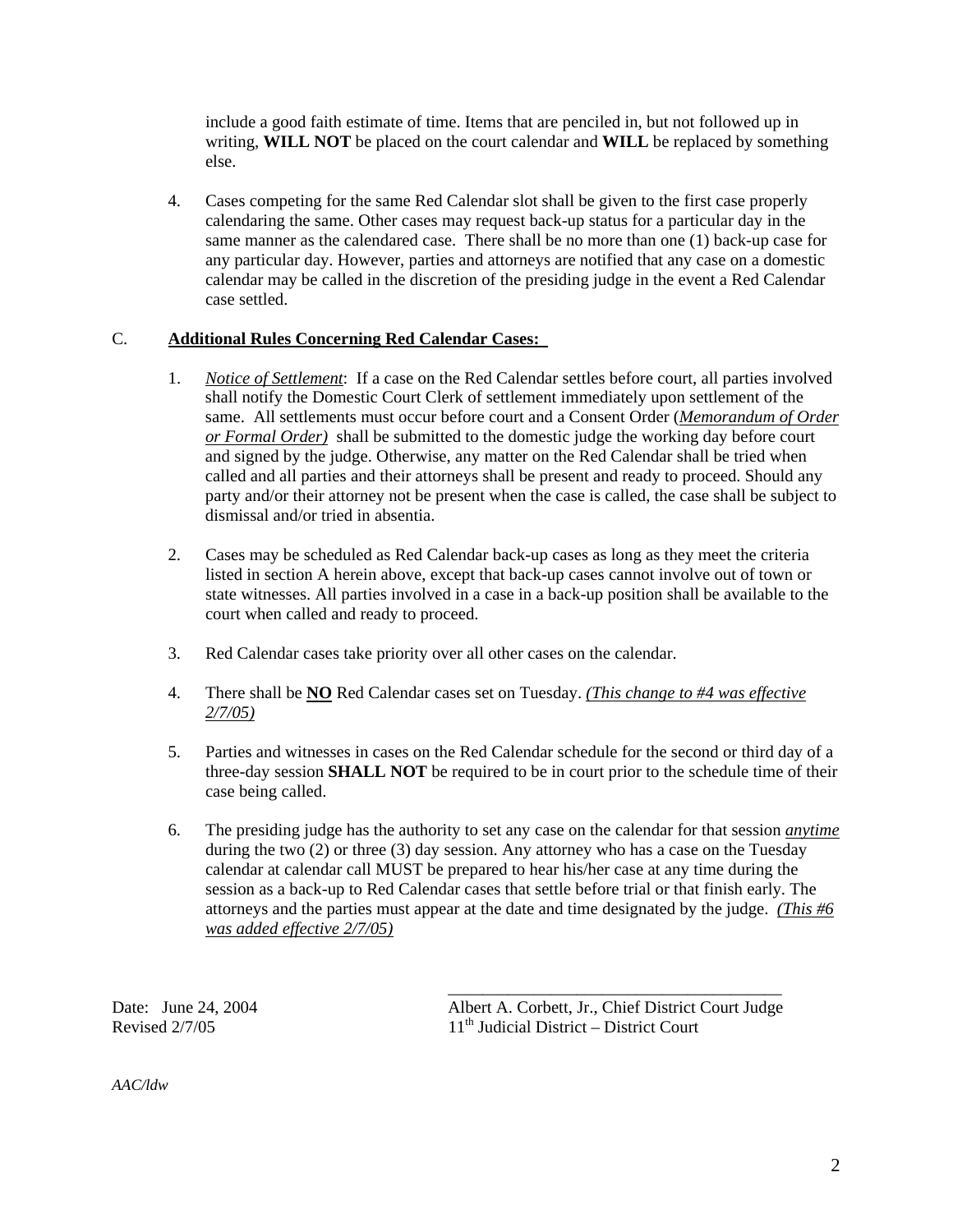include a good faith estimate of time. Items that are penciled in, but not followed up in writing, **WILL NOT** be placed on the court calendar and **WILL** be replaced by something else.

4. Cases competing for the same Red Calendar slot shall be given to the first case properly calendaring the same. Other cases may request back-up status for a particular day in the same manner as the calendared case. There shall be no more than one (1) back-up case for any particular day. However, parties and attorneys are notified that any case on a domestic calendar may be called in the discretion of the presiding judge in the event a Red Calendar case settled.

C. **Additional Rules Concerning Red Calendar Cases:**

1. *Notice of Settlement*: If a case on the Red Calendar settles before court, all parties involved shall notify the Domestic Court Clerk of settlement immediately upon settlement of the same. All settlements must occur before court and a Consent Order (***Memorandum of Order or Formal Order)*** shall be submitted to the domestic judge the working day before court and signed by the judge. Otherwise, any matter on the Red Calendar shall be tried when called and all parties and their attorneys shall be present and ready to proceed. Should any party and/or their attorney not be present when the case is called, the case shall be subject to dismissal and/or tried in absentia.

2. Cases may be scheduled as Red Calendar back-up cases as long as they meet the criteria listed in section A herein above, except that back-up cases cannot involve out of town or state witnesses. All parties involved in a case in a back-up position shall be available to the court when called and ready to proceed.

3. Red Calendar cases take priority over all other cases on the calendar.

4. There shall be **NO** Red Calendar cases set on Tuesday. *(This change to #4 was effective 2/7/05)*

5. Parties and witnesses in cases on the Red Calendar schedule for the second or third day of a three-day session **SHALL NOT** be required to be in court prior to the schedule time of their case being called.

6. The presiding judge has the authority to set any case on the calendar for that session ***anytime*** during the two (2) or three (3) day session. Any attorney who has a case on the Tuesday calendar at calendar call MUST be prepared to hear his/her case at any time during the session as a back-up to Red Calendar cases that settle before trial or that finish early. The attorneys and the parties must appear at the date and time designated by the judge. *(This #6 was added effective 2/7/05)*

Date: June 24, 2004
Revised 2/7/05

\_\_\_\_\_\_\_\_\_\_\_\_\_\_\_\_\_\_\_\_\_\_\_\_\_\_\_\_\_\_\_\_\_\_\_\_\_\_\_\_
Albert A. Corbett, Jr., Chief District Court Judge
11th Judicial District – District Court

*AAC/ldw*